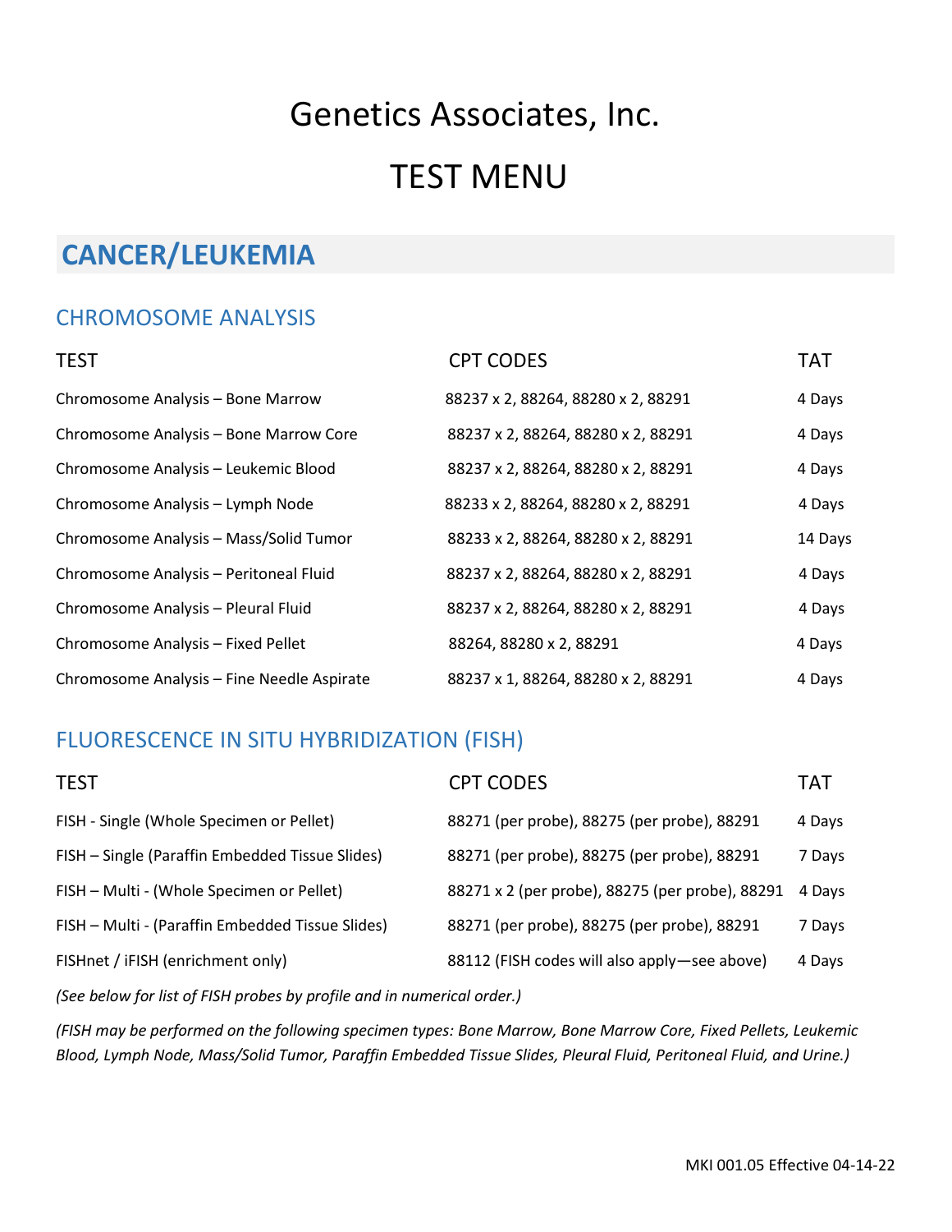# Genetics Associates, Inc.

# TEST MENU

## CANCER/LEUKEMIA

### CHROMOSOME ANALYSIS

| TEST | CPT CODES | TAT |
|---|---|---|
| Chromosome Analysis – Bone Marrow | 88237 x 2, 88264, 88280 x 2, 88291 | 4 Days |
| Chromosome Analysis – Bone Marrow Core | 88237 x 2, 88264, 88280 x 2, 88291 | 4 Days |
| Chromosome Analysis – Leukemic Blood | 88237 x 2, 88264, 88280 x 2, 88291 | 4 Days |
| Chromosome Analysis – Lymph Node | 88233 x 2, 88264, 88280 x 2, 88291 | 4 Days |
| Chromosome Analysis – Mass/Solid Tumor | 88233 x 2, 88264, 88280 x 2, 88291 | 14 Days |
| Chromosome Analysis – Peritoneal Fluid | 88237 x 2, 88264, 88280 x 2, 88291 | 4 Days |
| Chromosome Analysis – Pleural Fluid | 88237 x 2, 88264, 88280 x 2, 88291 | 4 Days |
| Chromosome Analysis – Fixed Pellet | 88264, 88280 x 2, 88291 | 4 Days |
| Chromosome Analysis – Fine Needle Aspirate | 88237 x 1, 88264, 88280 x 2, 88291 | 4 Days |

### FLUORESCENCE IN SITU HYBRIDIZATION (FISH)

| TEST | CPT CODES | TAT |
|---|---|---|
| FISH - Single (Whole Specimen or Pellet) | 88271 (per probe), 88275 (per probe), 88291 | 4 Days |
| FISH – Single (Paraffin Embedded Tissue Slides) | 88271 (per probe), 88275 (per probe), 88291 | 7 Days |
| FISH – Multi - (Whole Specimen or Pellet) | 88271 x 2 (per probe), 88275 (per probe), 88291 | 4 Days |
| FISH – Multi - (Paraffin Embedded Tissue Slides) | 88271 (per probe), 88275 (per probe), 88291 | 7 Days |
| FISHnet / iFISH (enrichment only) | 88112 (FISH codes will also apply—see above) | 4 Days |

*(See below for list of FISH probes by profile and in numerical order.)*

*(FISH may be performed on the following specimen types: Bone Marrow, Bone Marrow Core, Fixed Pellets, Leukemic Blood, Lymph Node, Mass/Solid Tumor, Paraffin Embedded Tissue Slides, Pleural Fluid, Peritoneal Fluid, and Urine.)*

MKI 001.05 Effective 04-14-22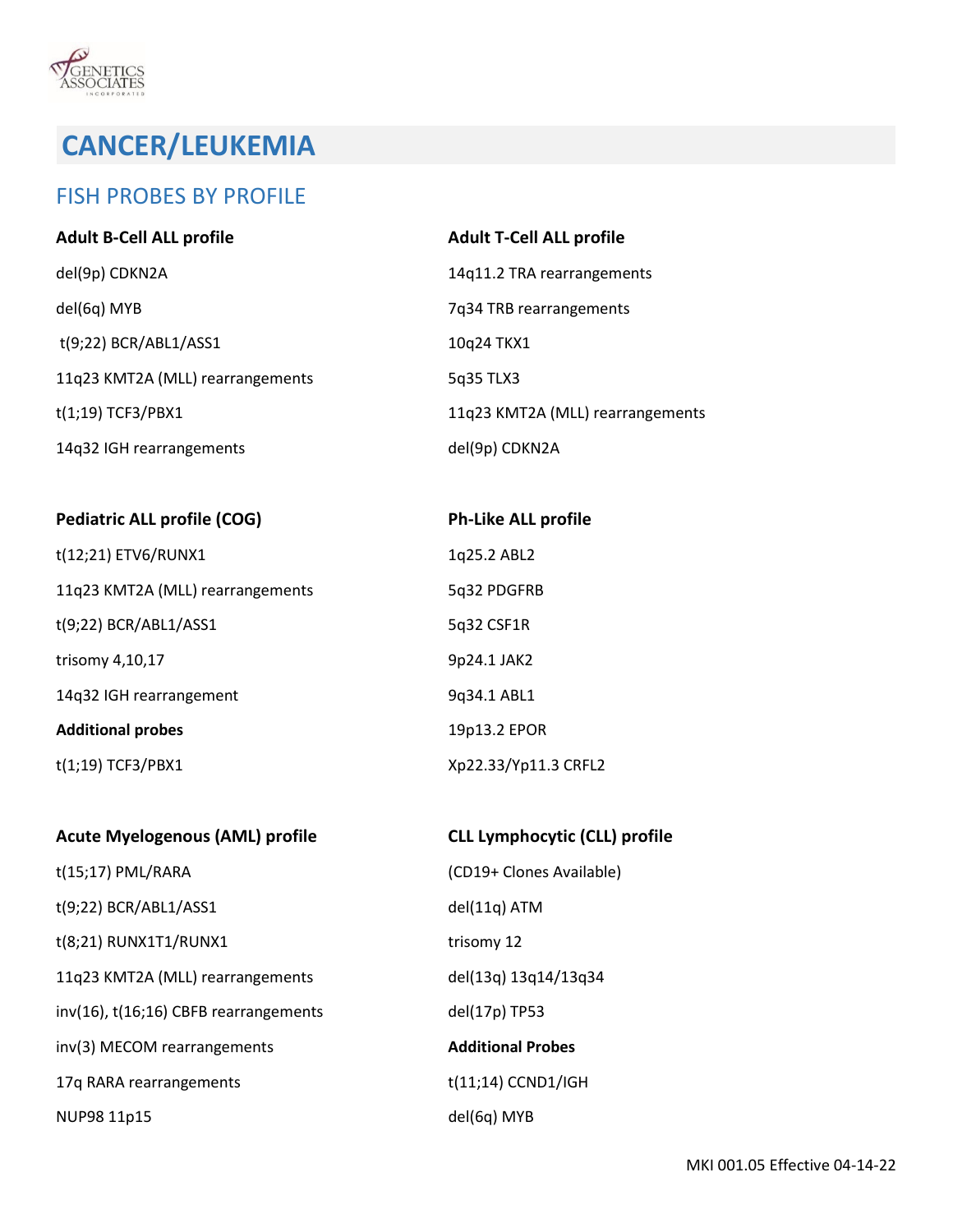# CANCER/LEUKEMIA

## FISH PROBES BY PROFILE

**Adult B-Cell ALL profile**

del(9p) CDKN2A

del(6q) MYB

t(9;22) BCR/ABL1/ASS1

11q23 KMT2A (MLL) rearrangements

t(1;19) TCF3/PBX1

14q32 IGH rearrangements

**Adult T-Cell ALL profile**

14q11.2 TRA rearrangements

7q34 TRB rearrangements

10q24 TKX1

5q35 TLX3

11q23 KMT2A (MLL) rearrangements

del(9p) CDKN2A

**Pediatric ALL profile (COG)**

t(12;21) ETV6/RUNX1

11q23 KMT2A (MLL) rearrangements

t(9;22) BCR/ABL1/ASS1

trisomy 4,10,17

14q32 IGH rearrangement

**Additional probes**

t(1;19) TCF3/PBX1

**Ph-Like ALL profile**

1q25.2 ABL2

5q32 PDGFRB

5q32 CSF1R

9p24.1 JAK2

9q34.1 ABL1

19p13.2 EPOR

Xp22.33/Yp11.3 CRFL2

**Acute Myelogenous (AML) profile**

t(15;17) PML/RARA

t(9;22) BCR/ABL1/ASS1

t(8;21) RUNX1T1/RUNX1

11q23 KMT2A (MLL) rearrangements

inv(16), t(16;16) CBFB rearrangements

inv(3) MECOM rearrangements

17q RARA rearrangements

NUP98 11p15

**CLL Lymphocytic (CLL) profile**

(CD19+ Clones Available)

del(11q) ATM

trisomy 12

del(13q) 13q14/13q34

del(17p) TP53

**Additional Probes**

t(11;14) CCND1/IGH

del(6q) MYB

MKI 001.05 Effective 04-14-22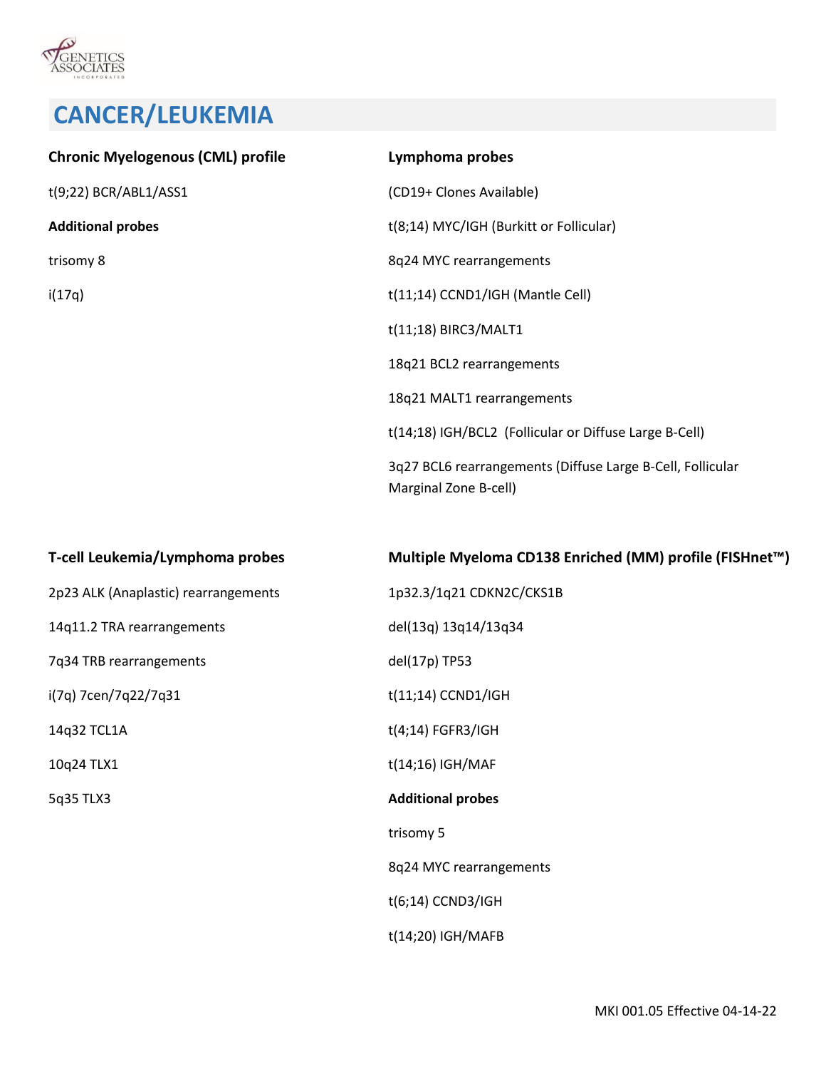# CANCER/LEUKEMIA

**Chronic Myelogenous (CML) profile**

t(9;22) BCR/ABL1/ASS1

**Additional probes**

trisomy 8

i(17q)

**Lymphoma probes**

(CD19+ Clones Available)

t(8;14) MYC/IGH (Burkitt or Follicular)

8q24 MYC rearrangements

t(11;14) CCND1/IGH (Mantle Cell)

t(11;18) BIRC3/MALT1

18q21 BCL2 rearrangements

18q21 MALT1 rearrangements

t(14;18) IGH/BCL2 (Follicular or Diffuse Large B-Cell)

3q27 BCL6 rearrangements (Diffuse Large B-Cell, Follicular Marginal Zone B-cell)

**T-cell Leukemia/Lymphoma probes**

2p23 ALK (Anaplastic) rearrangements

14q11.2 TRA rearrangements

7q34 TRB rearrangements

i(7q) 7cen/7q22/7q31

14q32 TCL1A

10q24 TLX1

5q35 TLX3

**Multiple Myeloma CD138 Enriched (MM) profile (FISHnet™)**

1p32.3/1q21 CDKN2C/CKS1B

del(13q) 13q14/13q34

del(17p) TP53

t(11;14) CCND1/IGH

t(4;14) FGFR3/IGH

t(14;16) IGH/MAF

**Additional probes**

trisomy 5

8q24 MYC rearrangements

t(6;14) CCND3/IGH

t(14;20) IGH/MAFB

MKI 001.05 Effective 04-14-22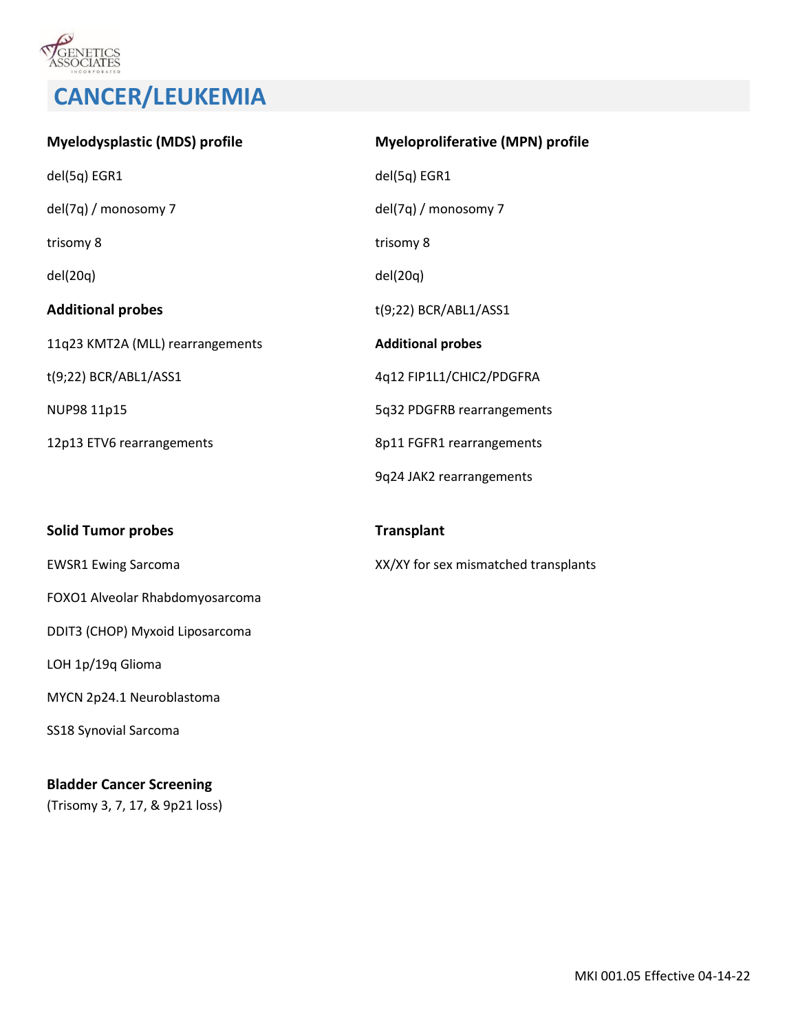# CANCER/LEUKEMIA

**Myelodysplastic (MDS) profile**

del(5q) EGR1

del(7q) / monosomy 7

trisomy 8

del(20q)

**Additional probes**

11q23 KMT2A (MLL) rearrangements

t(9;22) BCR/ABL1/ASS1

NUP98 11p15

12p13 ETV6 rearrangements

**Myeloproliferative (MPN) profile**

del(5q) EGR1

del(7q) / monosomy 7

trisomy 8

del(20q)

t(9;22) BCR/ABL1/ASS1

**Additional probes**

4q12 FIP1L1/CHIC2/PDGFRA

5q32 PDGFRB rearrangements

8p11 FGFR1 rearrangements

9q24 JAK2 rearrangements

**Solid Tumor probes**

EWSR1 Ewing Sarcoma

FOXO1 Alveolar Rhabdomyosarcoma

DDIT3 (CHOP) Myxoid Liposarcoma

LOH 1p/19q Glioma

MYCN 2p24.1 Neuroblastoma

SS18 Synovial Sarcoma

**Transplant**

XX/XY for sex mismatched transplants

**Bladder Cancer Screening**
(Trisomy 3, 7, 17, & 9p21 loss)

MKI 001.05 Effective 04-14-22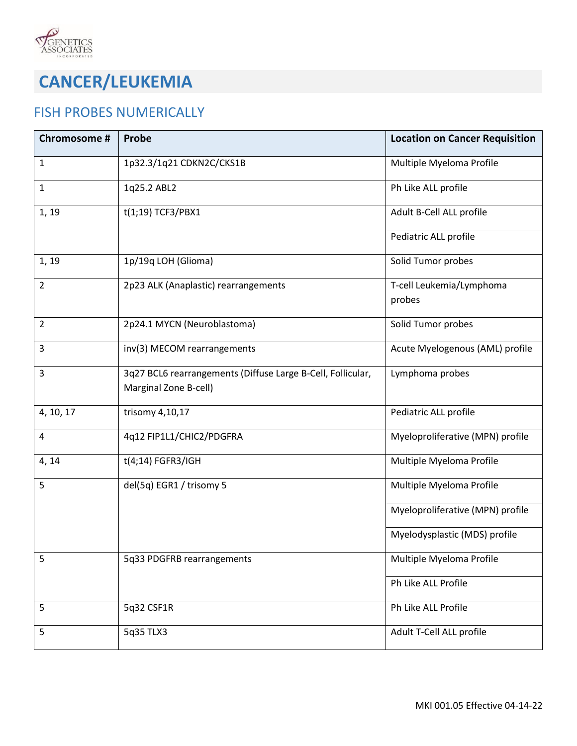# CANCER/LEUKEMIA

## FISH PROBES NUMERICALLY

| Chromosome # | Probe | Location on Cancer Requisition |
|---|---|---|
| 1 | 1p32.3/1q21 CDKN2C/CKS1B | Multiple Myeloma Profile |
| 1 | 1q25.2 ABL2 | Ph Like ALL profile |
| 1, 19 | t(1;19) TCF3/PBX1 | Adult B-Cell ALL profile |
| | | Pediatric ALL profile |
| 1, 19 | 1p/19q LOH (Glioma) | Solid Tumor probes |
| 2 | 2p23 ALK (Anaplastic) rearrangements | T-cell Leukemia/Lymphoma probes |
| 2 | 2p24.1 MYCN (Neuroblastoma) | Solid Tumor probes |
| 3 | inv(3) MECOM rearrangements | Acute Myelogenous (AML) profile |
| 3 | 3q27 BCL6 rearrangements (Diffuse Large B-Cell, Follicular, Marginal Zone B-cell) | Lymphoma probes |
| 4, 10, 17 | trisomy 4,10,17 | Pediatric ALL profile |
| 4 | 4q12 FIP1L1/CHIC2/PDGFRA | Myeloproliferative (MPN) profile |
| 4, 14 | t(4;14) FGFR3/IGH | Multiple Myeloma Profile |
| 5 | del(5q) EGR1 / trisomy 5 | Multiple Myeloma Profile |
| | | Myeloproliferative (MPN) profile |
| | | Myelodysplastic (MDS) profile |
| 5 | 5q33 PDGFRB rearrangements | Multiple Myeloma Profile |
| | | Ph Like ALL Profile |
| 5 | 5q32 CSF1R | Ph Like ALL Profile |
| 5 | 5q35 TLX3 | Adult T-Cell ALL profile |

MKI 001.05 Effective 04-14-22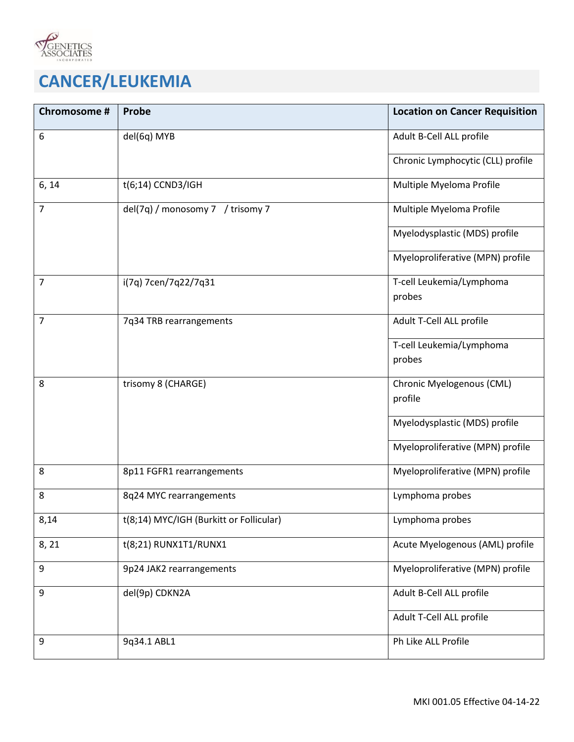# CANCER/LEUKEMIA

| Chromosome # | Probe | Location on Cancer Requisition |
|---|---|---|
| 6 | del(6q) MYB | Adult B-Cell ALL profile |
| | | Chronic Lymphocytic (CLL) profile |
| 6, 14 | t(6;14) CCND3/IGH | Multiple Myeloma Profile |
| 7 | del(7q) / monosomy 7 / trisomy 7 | Multiple Myeloma Profile |
| | | Myelodysplastic (MDS) profile |
| | | Myeloproliferative (MPN) profile |
| 7 | i(7q) 7cen/7q22/7q31 | T-cell Leukemia/Lymphoma probes |
| 7 | 7q34 TRB rearrangements | Adult T-Cell ALL profile |
| | | T-cell Leukemia/Lymphoma probes |
| 8 | trisomy 8 (CHARGE) | Chronic Myelogenous (CML) profile |
| | | Myelodysplastic (MDS) profile |
| | | Myeloproliferative (MPN) profile |
| 8 | 8p11 FGFR1 rearrangements | Myeloproliferative (MPN) profile |
| 8 | 8q24 MYC rearrangements | Lymphoma probes |
| 8,14 | t(8;14) MYC/IGH (Burkitt or Follicular) | Lymphoma probes |
| 8, 21 | t(8;21) RUNX1T1/RUNX1 | Acute Myelogenous (AML) profile |
| 9 | 9p24 JAK2 rearrangements | Myeloproliferative (MPN) profile |
| 9 | del(9p) CDKN2A | Adult B-Cell ALL profile |
| | | Adult T-Cell ALL profile |
| 9 | 9q34.1 ABL1 | Ph Like ALL Profile |

MKI 001.05 Effective 04-14-22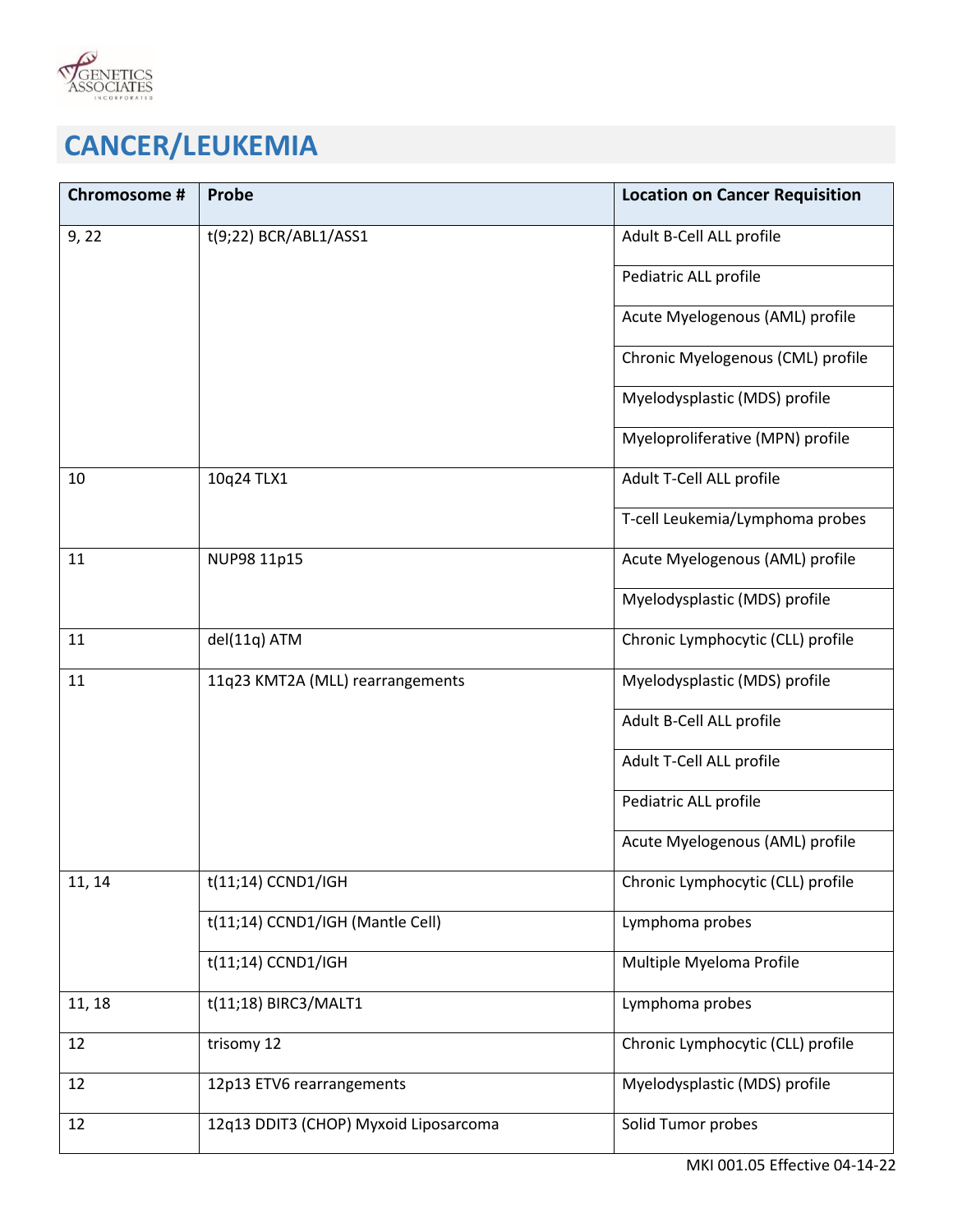# CANCER/LEUKEMIA

| Chromosome # | Probe | Location on Cancer Requisition |
|---|---|---|
| 9, 22 | t(9;22) BCR/ABL1/ASS1 | Adult B-Cell ALL profile |
| | | Pediatric ALL profile |
| | | Acute Myelogenous (AML) profile |
| | | Chronic Myelogenous (CML) profile |
| | | Myelodysplastic (MDS) profile |
| | | Myeloproliferative (MPN) profile |
| 10 | 10q24 TLX1 | Adult T-Cell ALL profile |
| | | T-cell Leukemia/Lymphoma probes |
| 11 | NUP98 11p15 | Acute Myelogenous (AML) profile |
| | | Myelodysplastic (MDS) profile |
| 11 | del(11q) ATM | Chronic Lymphocytic (CLL) profile |
| 11 | 11q23 KMT2A (MLL) rearrangements | Myelodysplastic (MDS) profile |
| | | Adult B-Cell ALL profile |
| | | Adult T-Cell ALL profile |
| | | Pediatric ALL profile |
| | | Acute Myelogenous (AML) profile |
| 11, 14 | t(11;14) CCND1/IGH | Chronic Lymphocytic (CLL) profile |
| | t(11;14) CCND1/IGH (Mantle Cell) | Lymphoma probes |
| | t(11;14) CCND1/IGH | Multiple Myeloma Profile |
| 11, 18 | t(11;18) BIRC3/MALT1 | Lymphoma probes |
| 12 | trisomy 12 | Chronic Lymphocytic (CLL) profile |
| 12 | 12p13 ETV6 rearrangements | Myelodysplastic (MDS) profile |
| 12 | 12q13 DDIT3 (CHOP) Myxoid Liposarcoma | Solid Tumor probes |

MKI 001.05 Effective 04-14-22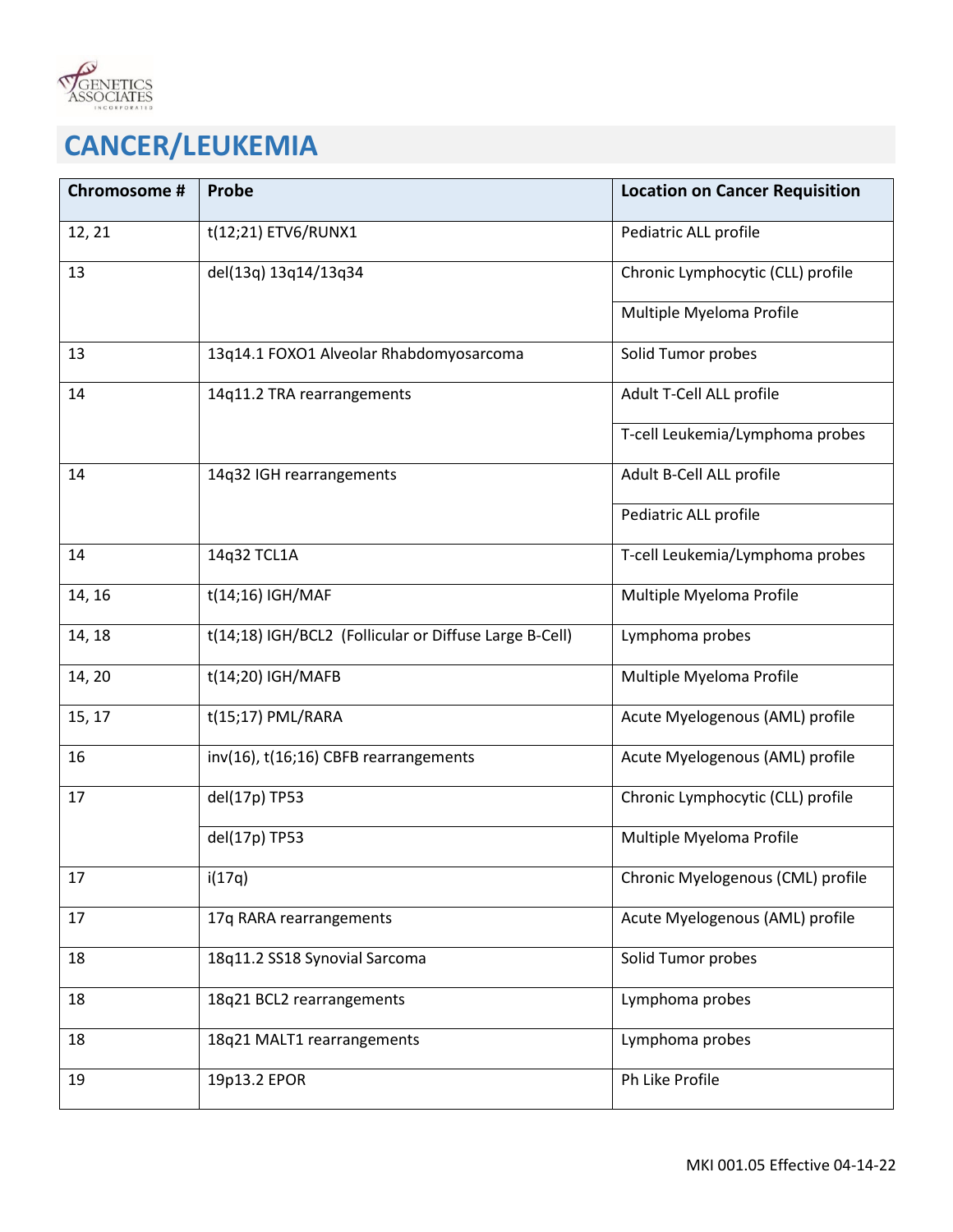# CANCER/LEUKEMIA

| Chromosome # | Probe | Location on Cancer Requisition |
|---|---|---|
| 12, 21 | t(12;21) ETV6/RUNX1 | Pediatric ALL profile |
| 13 | del(13q) 13q14/13q34 | Chronic Lymphocytic (CLL) profile |
| | | Multiple Myeloma Profile |
| 13 | 13q14.1 FOXO1 Alveolar Rhabdomyosarcoma | Solid Tumor probes |
| 14 | 14q11.2 TRA rearrangements | Adult T-Cell ALL profile |
| | | T-cell Leukemia/Lymphoma probes |
| 14 | 14q32 IGH rearrangements | Adult B-Cell ALL profile |
| | | Pediatric ALL profile |
| 14 | 14q32 TCL1A | T-cell Leukemia/Lymphoma probes |
| 14, 16 | t(14;16) IGH/MAF | Multiple Myeloma Profile |
| 14, 18 | t(14;18) IGH/BCL2 (Follicular or Diffuse Large B-Cell) | Lymphoma probes |
| 14, 20 | t(14;20) IGH/MAFB | Multiple Myeloma Profile |
| 15, 17 | t(15;17) PML/RARA | Acute Myelogenous (AML) profile |
| 16 | inv(16), t(16;16) CBFB rearrangements | Acute Myelogenous (AML) profile |
| 17 | del(17p) TP53 | Chronic Lymphocytic (CLL) profile |
| | del(17p) TP53 | Multiple Myeloma Profile |
| 17 | i(17q) | Chronic Myelogenous (CML) profile |
| 17 | 17q RARA rearrangements | Acute Myelogenous (AML) profile |
| 18 | 18q11.2 SS18 Synovial Sarcoma | Solid Tumor probes |
| 18 | 18q21 BCL2 rearrangements | Lymphoma probes |
| 18 | 18q21 MALT1 rearrangements | Lymphoma probes |
| 19 | 19p13.2 EPOR | Ph Like Profile |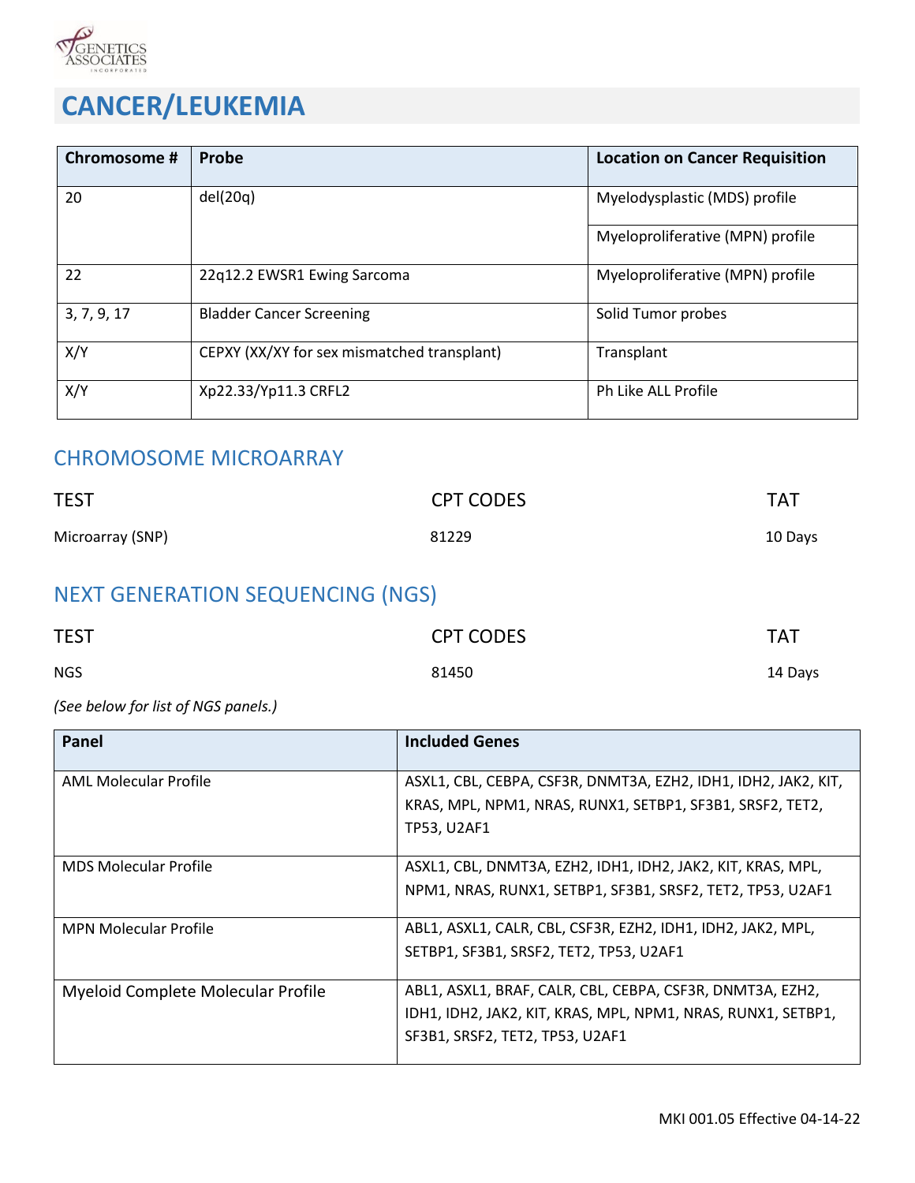# CANCER/LEUKEMIA

| Chromosome # | Probe | Location on Cancer Requisition |
|---|---|---|
| 20 | del(20q) | Myelodysplastic (MDS) profile |
| | | Myeloproliferative (MPN) profile |
| 22 | 22q12.2 EWSR1 Ewing Sarcoma | Myeloproliferative (MPN) profile |
| 3, 7, 9, 17 | Bladder Cancer Screening | Solid Tumor probes |
| X/Y | CEPXY (XX/XY for sex mismatched transplant) | Transplant |
| X/Y | Xp22.33/Yp11.3 CRFL2 | Ph Like ALL Profile |

## CHROMOSOME MICROARRAY

| TEST | CPT CODES | TAT |
|---|---|---|
| Microarray (SNP) | 81229 | 10 Days |

## NEXT GENERATION SEQUENCING (NGS)

| TEST | CPT CODES | TAT |
|---|---|---|
| NGS | 81450 | 14 Days |

*(See below for list of NGS panels.)*

| Panel | Included Genes |
|---|---|
| AML Molecular Profile | ASXL1, CBL, CEBPA, CSF3R, DNMT3A, EZH2, IDH1, IDH2, JAK2, KIT, KRAS, MPL, NPM1, NRAS, RUNX1, SETBP1, SF3B1, SRSF2, TET2, TP53, U2AF1 |
| MDS Molecular Profile | ASXL1, CBL, DNMT3A, EZH2, IDH1, IDH2, JAK2, KIT, KRAS, MPL, NPM1, NRAS, RUNX1, SETBP1, SF3B1, SRSF2, TET2, TP53, U2AF1 |
| MPN Molecular Profile | ABL1, ASXL1, CALR, CBL, CSF3R, EZH2, IDH1, IDH2, JAK2, MPL, SETBP1, SF3B1, SRSF2, TET2, TP53, U2AF1 |
| Myeloid Complete Molecular Profile | ABL1, ASXL1, BRAF, CALR, CBL, CEBPA, CSF3R, DNMT3A, EZH2, IDH1, IDH2, JAK2, KIT, KRAS, MPL, NPM1, NRAS, RUNX1, SETBP1, SF3B1, SRSF2, TET2, TP53, U2AF1 |

MKI 001.05 Effective 04-14-22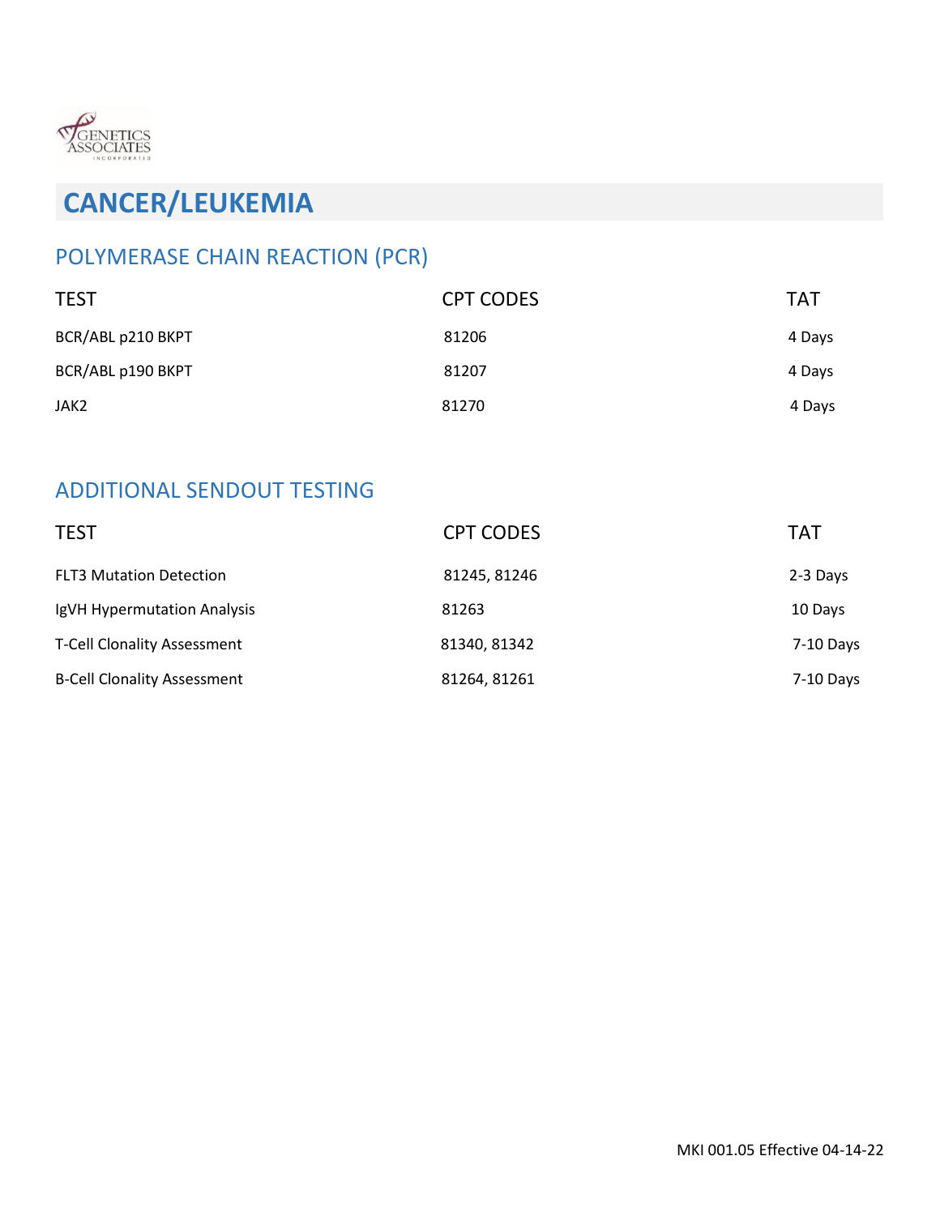# CANCER/LEUKEMIA

## POLYMERASE CHAIN REACTION (PCR)

| TEST | CPT CODES | TAT |
|---|---|---|
| BCR/ABL p210 BKPT | 81206 | 4 Days |
| BCR/ABL p190 BKPT | 81207 | 4 Days |
| JAK2 | 81270 | 4 Days |

## ADDITIONAL SENDOUT TESTING

| TEST | CPT CODES | TAT |
|---|---|---|
| FLT3 Mutation Detection | 81245, 81246 | 2-3 Days |
| IgVH Hypermutation Analysis | 81263 | 10 Days |
| T-Cell Clonality Assessment | 81340, 81342 | 7-10 Days |
| B-Cell Clonality Assessment | 81264, 81261 | 7-10 Days |

MKI 001.05 Effective 04-14-22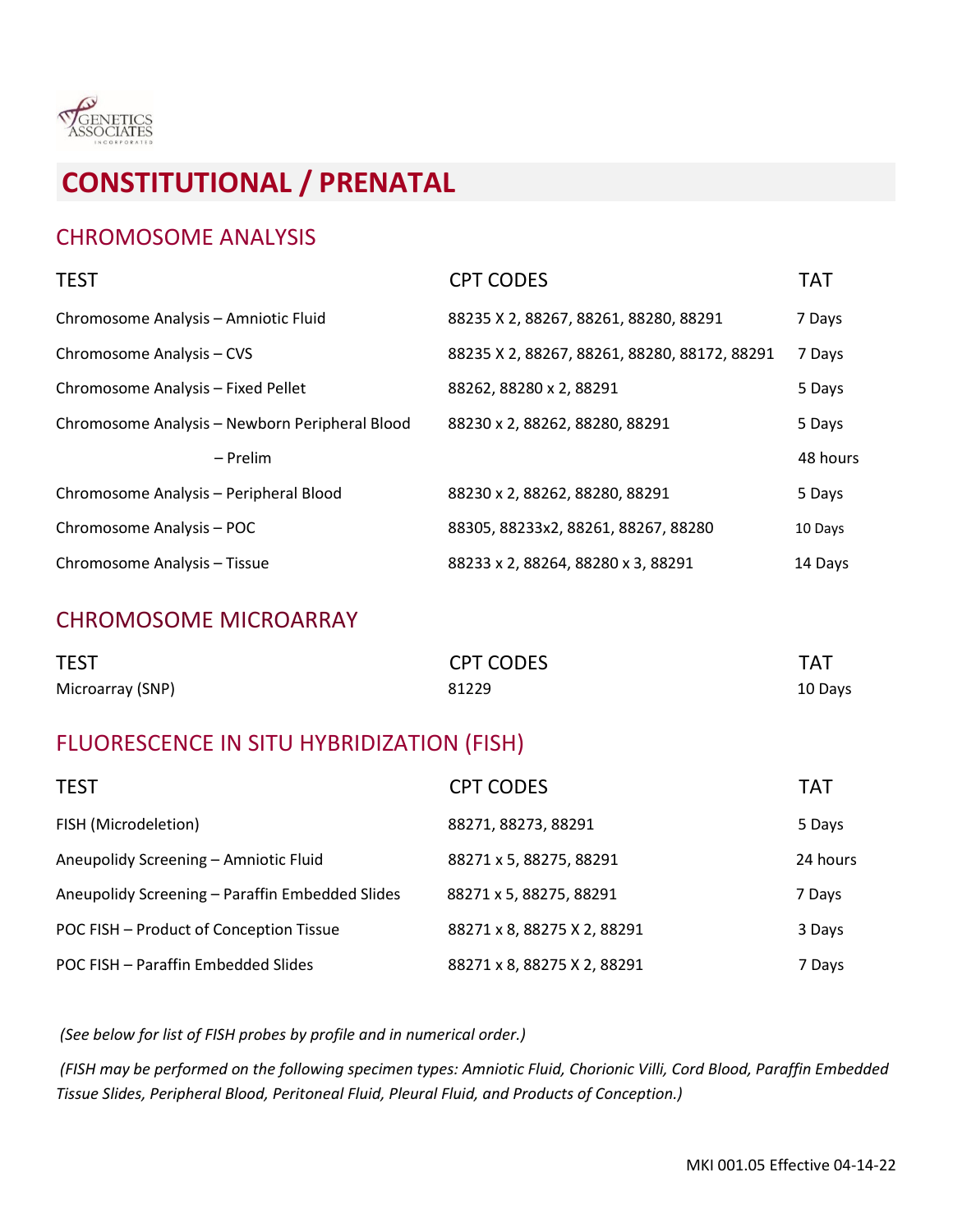# CONSTITUTIONAL / PRENATAL

## CHROMOSOME ANALYSIS

| TEST | CPT CODES | TAT |
|---|---|---|
| Chromosome Analysis – Amniotic Fluid | 88235 X 2, 88267, 88261, 88280, 88291 | 7 Days |
| Chromosome Analysis – CVS | 88235 X 2, 88267, 88261, 88280, 88172, 88291 | 7 Days |
| Chromosome Analysis – Fixed Pellet | 88262, 88280 x 2, 88291 | 5 Days |
| Chromosome Analysis – Newborn Peripheral Blood | 88230 x 2, 88262, 88280, 88291 | 5 Days |
| – Prelim | | 48 hours |
| Chromosome Analysis – Peripheral Blood | 88230 x 2, 88262, 88280, 88291 | 5 Days |
| Chromosome Analysis – POC | 88305, 88233x2, 88261, 88267, 88280 | 10 Days |
| Chromosome Analysis – Tissue | 88233 x 2, 88264, 88280 x 3, 88291 | 14 Days |

## CHROMOSOME MICROARRAY

| TEST | CPT CODES | TAT |
|---|---|---|
| Microarray (SNP) | 81229 | 10 Days |

## FLUORESCENCE IN SITU HYBRIDIZATION (FISH)

| TEST | CPT CODES | TAT |
|---|---|---|
| FISH (Microdeletion) | 88271, 88273, 88291 | 5 Days |
| Aneupolidy Screening – Amniotic Fluid | 88271 x 5, 88275, 88291 | 24 hours |
| Aneupolidy Screening – Paraffin Embedded Slides | 88271 x 5, 88275, 88291 | 7 Days |
| POC FISH – Product of Conception Tissue | 88271 x 8, 88275 X 2, 88291 | 3 Days |
| POC FISH – Paraffin Embedded Slides | 88271 x 8, 88275 X 2, 88291 | 7 Days |

*(See below for list of FISH probes by profile and in numerical order.)*

*(FISH may be performed on the following specimen types: Amniotic Fluid, Chorionic Villi, Cord Blood, Paraffin Embedded Tissue Slides, Peripheral Blood, Peritoneal Fluid, Pleural Fluid, and Products of Conception.)*

MKI 001.05 Effective 04-14-22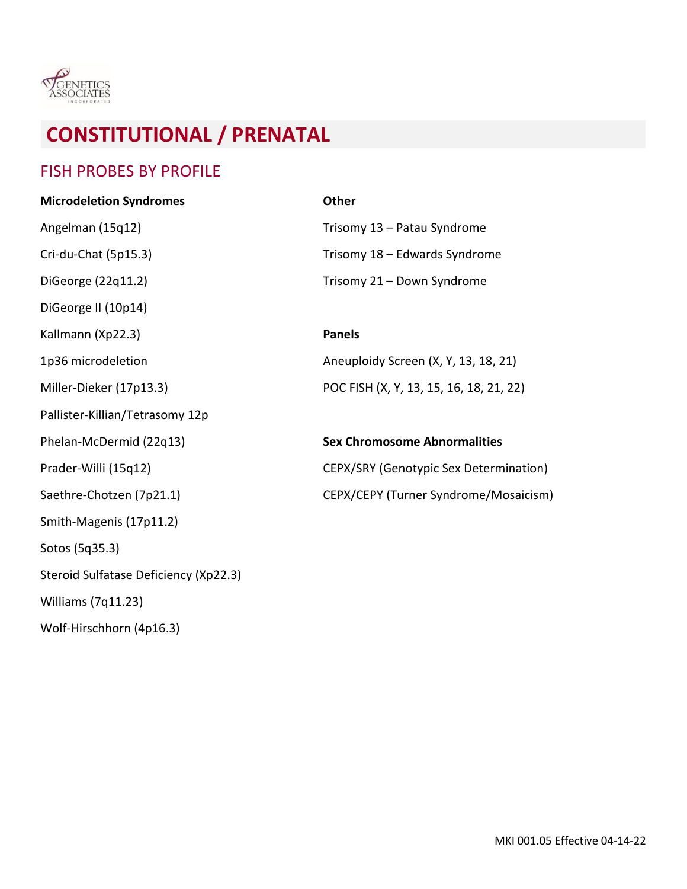# CONSTITUTIONAL / PRENATAL

## FISH PROBES BY PROFILE

**Microdeletion Syndromes**

Angelman (15q12)

Cri-du-Chat (5p15.3)

DiGeorge (22q11.2)

DiGeorge II (10p14)

Kallmann (Xp22.3)

1p36 microdeletion

Miller-Dieker (17p13.3)

Pallister-Killian/Tetrasomy 12p

Phelan-McDermid (22q13)

Prader-Willi (15q12)

Saethre-Chotzen (7p21.1)

Smith-Magenis (17p11.2)

Sotos (5q35.3)

Steroid Sulfatase Deficiency (Xp22.3)

Williams (7q11.23)

Wolf-Hirschhorn (4p16.3)

**Other**

Trisomy 13 – Patau Syndrome

Trisomy 18 – Edwards Syndrome

Trisomy 21 – Down Syndrome

**Panels**

Aneuploidy Screen (X, Y, 13, 18, 21)

POC FISH (X, Y, 13, 15, 16, 18, 21, 22)

**Sex Chromosome Abnormalities**

CEPX/SRY (Genotypic Sex Determination)

CEPX/CEPY (Turner Syndrome/Mosaicism)

MKI 001.05 Effective 04-14-22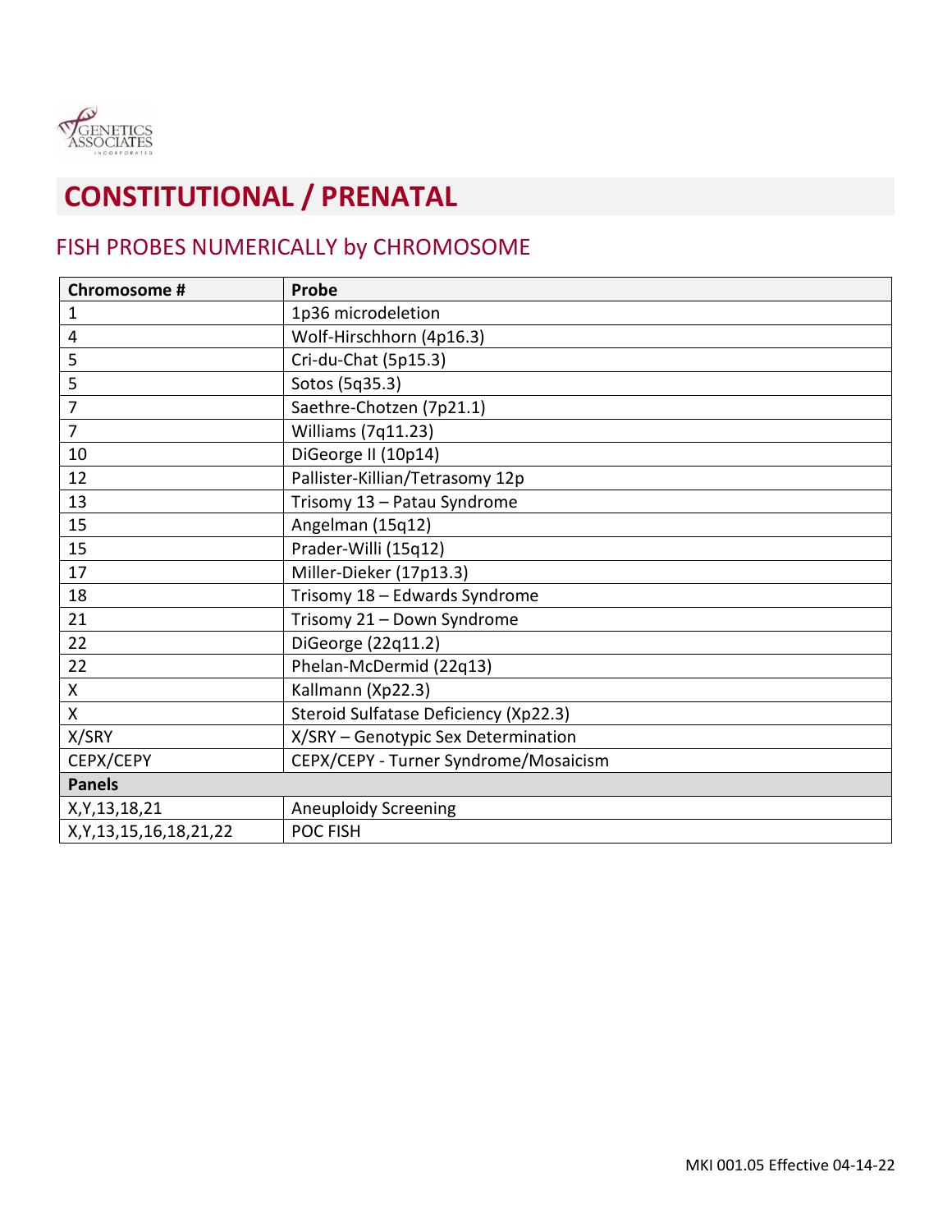# CONSTITUTIONAL / PRENATAL

## FISH PROBES NUMERICALLY by CHROMOSOME

| Chromosome # | Probe |
|---|---|
| 1 | 1p36 microdeletion |
| 4 | Wolf-Hirschhorn (4p16.3) |
| 5 | Cri-du-Chat (5p15.3) |
| 5 | Sotos (5q35.3) |
| 7 | Saethre-Chotzen (7p21.1) |
| 7 | Williams (7q11.23) |
| 10 | DiGeorge II (10p14) |
| 12 | Pallister-Killian/Tetrasomy 12p |
| 13 | Trisomy 13 – Patau Syndrome |
| 15 | Angelman (15q12) |
| 15 | Prader-Willi (15q12) |
| 17 | Miller-Dieker (17p13.3) |
| 18 | Trisomy 18 – Edwards Syndrome |
| 21 | Trisomy 21 – Down Syndrome |
| 22 | DiGeorge (22q11.2) |
| 22 | Phelan-McDermid (22q13) |
| X | Kallmann (Xp22.3) |
| X | Steroid Sulfatase Deficiency (Xp22.3) |
| X/SRY | X/SRY – Genotypic Sex Determination |
| CEPX/CEPY | CEPX/CEPY - Turner Syndrome/Mosaicism |
| **Panels** | |
| X,Y,13,18,21 | Aneuploidy Screening |
| X,Y,13,15,16,18,21,22 | POC FISH |

MKI 001.05 Effective 04-14-22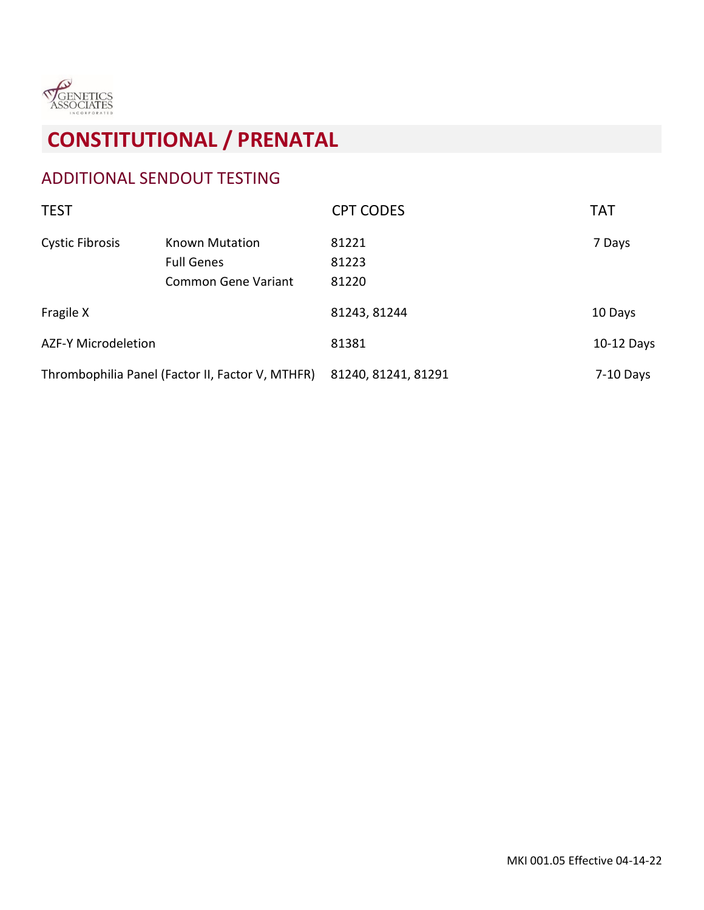# CONSTITUTIONAL / PRENATAL

## ADDITIONAL SENDOUT TESTING

| TEST | | CPT CODES | TAT |
|---|---|---|---|
| Cystic Fibrosis | Known Mutation | 81221 | 7 Days |
| | Full Genes | 81223 | |
| | Common Gene Variant | 81220 | |
| Fragile X | | 81243, 81244 | 10 Days |
| AZF-Y Microdeletion | | 81381 | 10-12 Days |
| Thrombophilia Panel (Factor II, Factor V, MTHFR) | | 81240, 81241, 81291 | 7-10 Days |

MKI 001.05 Effective 04-14-22